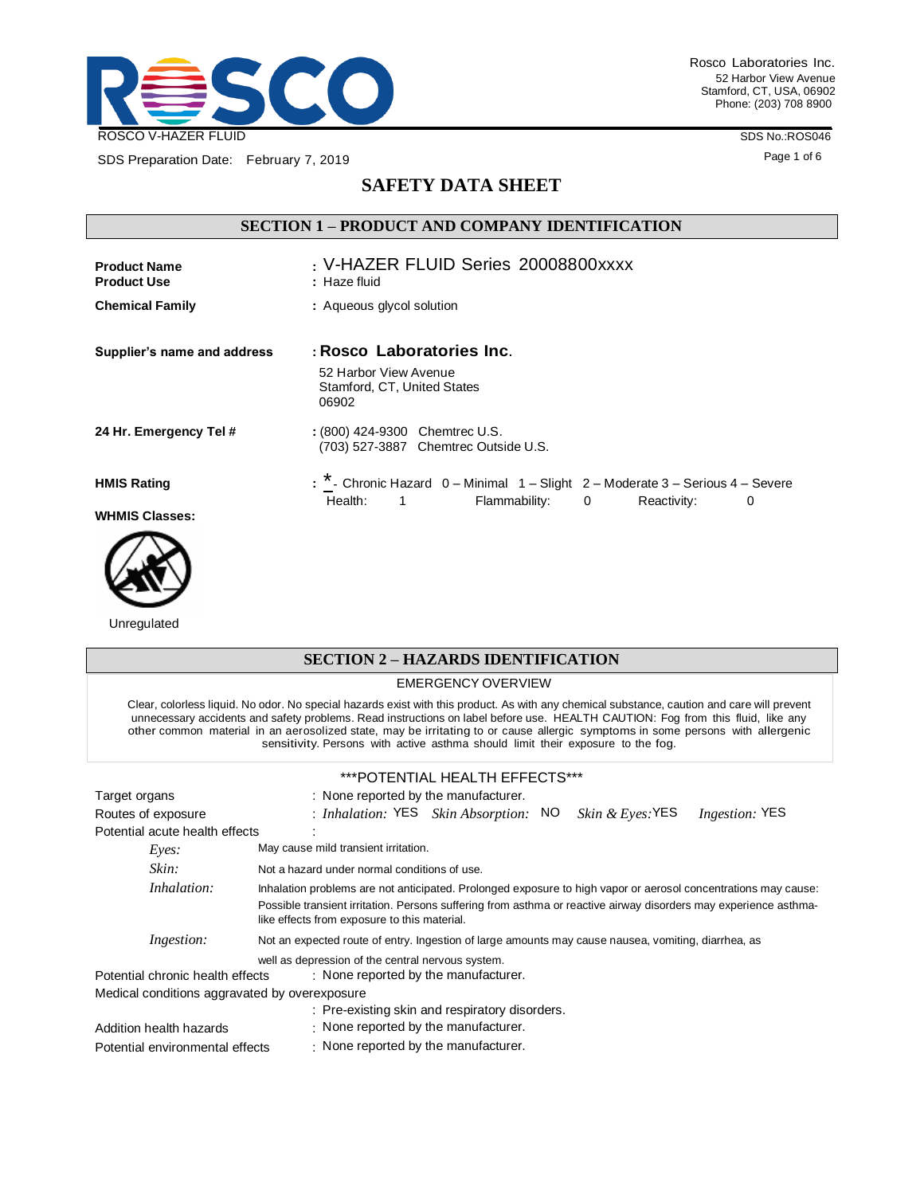Rosco Laboratories Inc.
52 Harbor View Avenue
Stamford, CT, USA, 06902
Phone: (203) 708 8900

ROSCO V-HAZER FLUID

SDS No.:ROS046

SDS Preparation Date: February 7, 2019

# SAFETY DATA SHEET

## SECTION 1 – PRODUCT AND COMPANY IDENTIFICATION

**Product Name** : V-HAZER FLUID Series 20008800xxxx

**Product Use** : Haze fluid

**Chemical Family** : Aqueous glycol solution

**Supplier's name and address** : **Rosco Laboratories Inc.**
52 Harbor View Avenue
Stamford, CT, United States
06902

**24 Hr. Emergency Tel #** : (800) 424-9300 Chemtrec U.S.
(703) 527-3887 Chemtrec Outside U.S.

**HMIS Rating** : * - Chronic Hazard 0 – Minimal 1 – Slight 2 – Moderate 3 – Serious 4 – Severe

Health: 1 Flammability: 0 Reactivity: 0

**WHMIS Classes:**

Unregulated

## SECTION 2 – HAZARDS IDENTIFICATION

EMERGENCY OVERVIEW

Clear, colorless liquid. No odor. No special hazards exist with this product. As with any chemical substance, caution and care will prevent unnecessary accidents and safety problems. Read instructions on label before use. HEALTH CAUTION: Fog from this fluid, like any other common material in an aerosolized state, may be irritating to or cause allergic symptoms in some persons with allergenic sensitivity. Persons with active asthma should limit their exposure to the fog.

***POTENTIAL HEALTH EFFECTS***

Target organs : None reported by the manufacturer.

Routes of exposure : *Inhalation:* YES *Skin Absorption:* NO *Skin & Eyes:* YES *Ingestion:* YES

Potential acute health effects :

*Eyes:* May cause mild transient irritation.

*Skin:* Not a hazard under normal conditions of use.

*Inhalation:* Inhalation problems are not anticipated. Prolonged exposure to high vapor or aerosol concentrations may cause: Possible transient irritation. Persons suffering from asthma or reactive airway disorders may experience asthma-like effects from exposure to this material.

*Ingestion:* Not an expected route of entry. Ingestion of large amounts may cause nausea, vomiting, diarrhea, as well as depression of the central nervous system.

Potential chronic health effects : None reported by the manufacturer.

Medical conditions aggravated by overexposure
: Pre-existing skin and respiratory disorders.

Addition health hazards : None reported by the manufacturer.

Potential environmental effects : None reported by the manufacturer.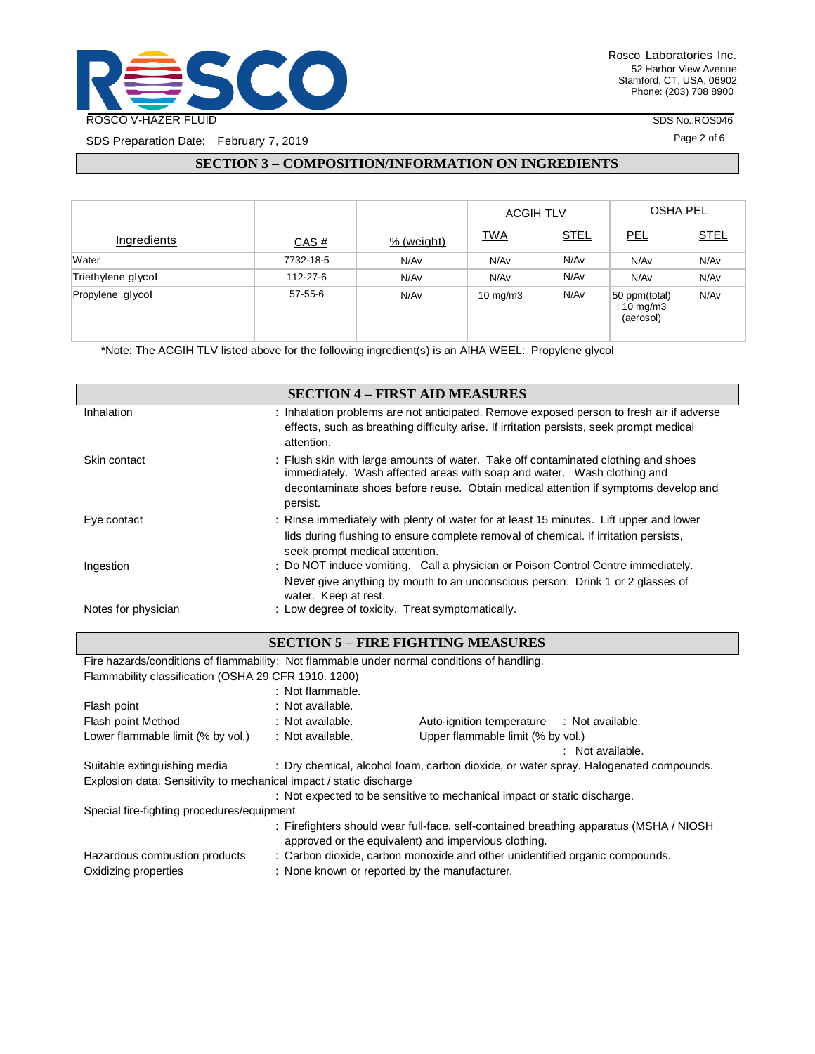## SECTION 3 – COMPOSITION/INFORMATION ON INGREDIENTS

| Ingredients | CAS # | % (weight) | ACGIH TLV | | OSHA PEL | |
|---|---|---|---|---|---|---|
| | | | TWA | STEL | PEL | STEL |
| Water | 7732-18-5 | N/Av | N/Av | N/Av | N/Av | N/Av |
| Triethylene glycol | 112-27-6 | N/Av | N/Av | N/Av | N/Av | N/Av |
| Propylene glycol | 57-55-6 | N/Av | 10 mg/m3 | N/Av | 50 ppm(total) ; 10 mg/m3 (aerosol) | N/Av |

*Note: The ACGIH TLV listed above for the following ingredient(s) is an AIHA WEEL: Propylene glycol

## SECTION 4 – FIRST AID MEASURES

Inhalation : Inhalation problems are not anticipated. Remove exposed person to fresh air if adverse effects, such as breathing difficulty arise. If irritation persists, seek prompt medical attention.

Skin contact : Flush skin with large amounts of water. Take off contaminated clothing and shoes immediately. Wash affected areas with soap and water. Wash clothing and decontaminate shoes before reuse. Obtain medical attention if symptoms develop and persist.

Eye contact : Rinse immediately with plenty of water for at least 15 minutes. Lift upper and lower lids during flushing to ensure complete removal of chemical. If irritation persists, seek prompt medical attention.

Ingestion : Do NOT induce vomiting. Call a physician or Poison Control Centre immediately. Never give anything by mouth to an unconscious person. Drink 1 or 2 glasses of water. Keep at rest.

Notes for physician : Low degree of toxicity. Treat symptomatically.

## SECTION 5 – FIRE FIGHTING MEASURES

Fire hazards/conditions of flammability: Not flammable under normal conditions of handling.

Flammability classification (OSHA 29 CFR 1910. 1200)
: Not flammable.

Flash point : Not available.

Flash point Method : Not available.

Auto-ignition temperature : Not available.

Lower flammable limit (% by vol.) : Not available.

Upper flammable limit (% by vol.) : Not available.

Suitable extinguishing media : Dry chemical, alcohol foam, carbon dioxide, or water spray. Halogenated compounds.

Explosion data: Sensitivity to mechanical impact / static discharge
: Not expected to be sensitive to mechanical impact or static discharge.

Special fire-fighting procedures/equipment
: Firefighters should wear full-face, self-contained breathing apparatus (MSHA / NIOSH approved or the equivalent) and impervious clothing.

Hazardous combustion products : Carbon dioxide, carbon monoxide and other unidentified organic compounds.

Oxidizing properties : None known or reported by the manufacturer.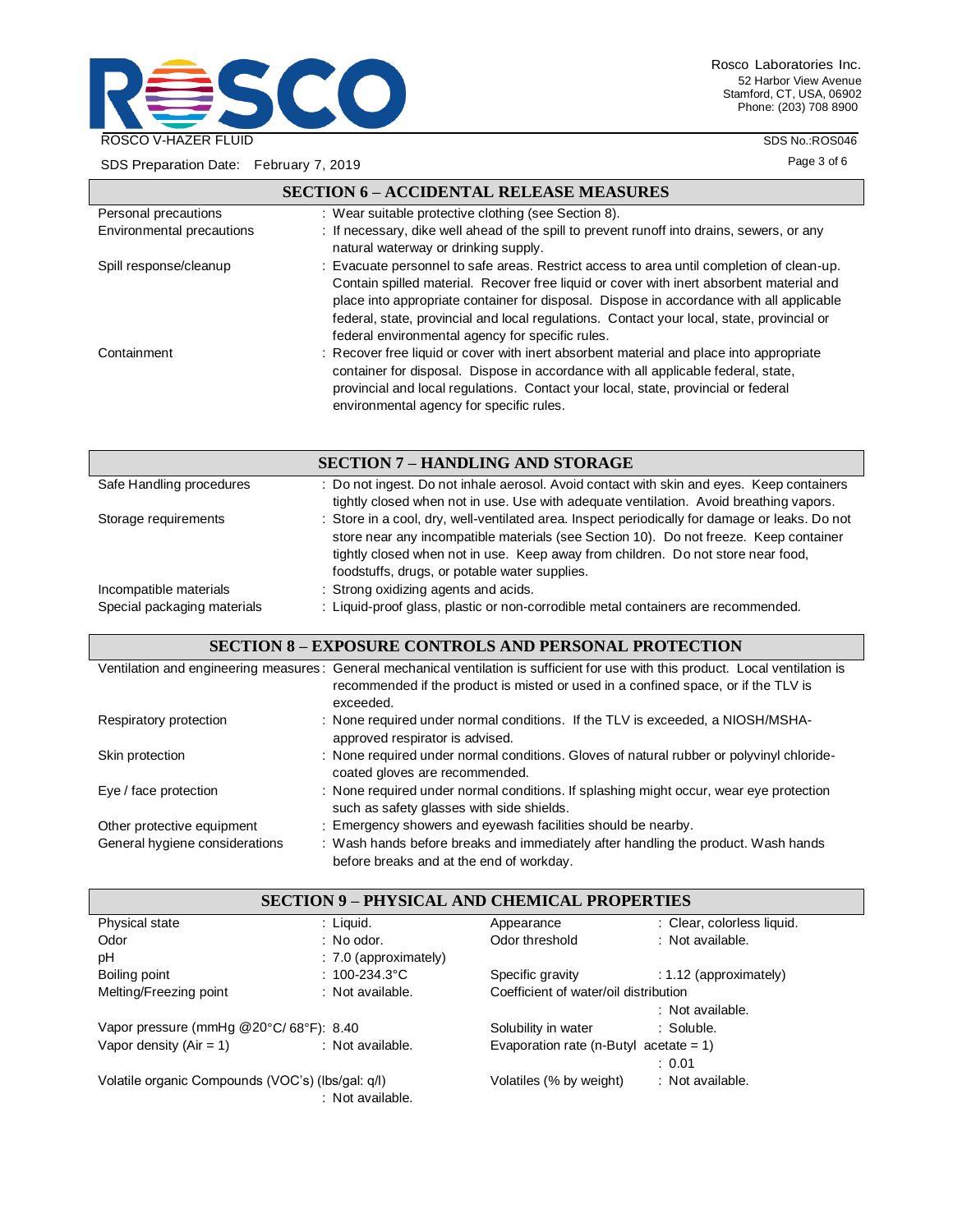## SECTION 6 – ACCIDENTAL RELEASE MEASURES

| | |
|---|---|
| Personal precautions | : Wear suitable protective clothing (see Section 8). |
| Environmental precautions | : If necessary, dike well ahead of the spill to prevent runoff into drains, sewers, or any natural waterway or drinking supply. |
| Spill response/cleanup | : Evacuate personnel to safe areas. Restrict access to area until completion of clean-up. Contain spilled material. Recover free liquid or cover with inert absorbent material and place into appropriate container for disposal. Dispose in accordance with all applicable federal, state, provincial and local regulations. Contact your local, state, provincial or federal environmental agency for specific rules. |
| Containment | : Recover free liquid or cover with inert absorbent material and place into appropriate container for disposal. Dispose in accordance with all applicable federal, state, provincial and local regulations. Contact your local, state, provincial or federal environmental agency for specific rules. |

## SECTION 7 – HANDLING AND STORAGE

| | |
|---|---|
| Safe Handling procedures | : Do not ingest. Do not inhale aerosol. Avoid contact with skin and eyes. Keep containers tightly closed when not in use. Use with adequate ventilation. Avoid breathing vapors. |
| Storage requirements | : Store in a cool, dry, well-ventilated area. Inspect periodically for damage or leaks. Do not store near any incompatible materials (see Section 10). Do not freeze. Keep container tightly closed when not in use. Keep away from children. Do not store near food, foodstuffs, drugs, or potable water supplies. |
| Incompatible materials | : Strong oxidizing agents and acids. |
| Special packaging materials | : Liquid-proof glass, plastic or non-corrodible metal containers are recommended. |

## SECTION 8 – EXPOSURE CONTROLS AND PERSONAL PROTECTION

| | |
|---|---|
| Ventilation and engineering measures | : General mechanical ventilation is sufficient for use with this product. Local ventilation is recommended if the product is misted or used in a confined space, or if the TLV is exceeded. |
| Respiratory protection | : None required under normal conditions. If the TLV is exceeded, a NIOSH/MSHA-approved respirator is advised. |
| Skin protection | : None required under normal conditions. Gloves of natural rubber or polyvinyl chloride-coated gloves are recommended. |
| Eye / face protection | : None required under normal conditions. If splashing might occur, wear eye protection such as safety glasses with side shields. |
| Other protective equipment | : Emergency showers and eyewash facilities should be nearby. |
| General hygiene considerations | : Wash hands before breaks and immediately after handling the product. Wash hands before breaks and at the end of workday. |

## SECTION 9 – PHYSICAL AND CHEMICAL PROPERTIES

| | | | |
|---|---|---|---|
| Physical state | : Liquid. | Appearance | : Clear, colorless liquid. |
| Odor | : No odor. | Odor threshold | : Not available. |
| pH | : 7.0 (approximately) | | |
| Boiling point | : 100-234.3°C | Specific gravity | : 1.12 (approximately) |
| Melting/Freezing point | : Not available. | Coefficient of water/oil distribution | : Not available. |
| Vapor pressure (mmHg @20°C/ 68°F) | : 8.40 | Solubility in water | : Soluble. |
| Vapor density (Air = 1) | : Not available. | Evaporation rate (n-Butyl acetate = 1) | : 0.01 |
| Volatile organic Compounds (VOC's) (lbs/gal: g/l) | : Not available. | Volatiles (% by weight) | : Not available. |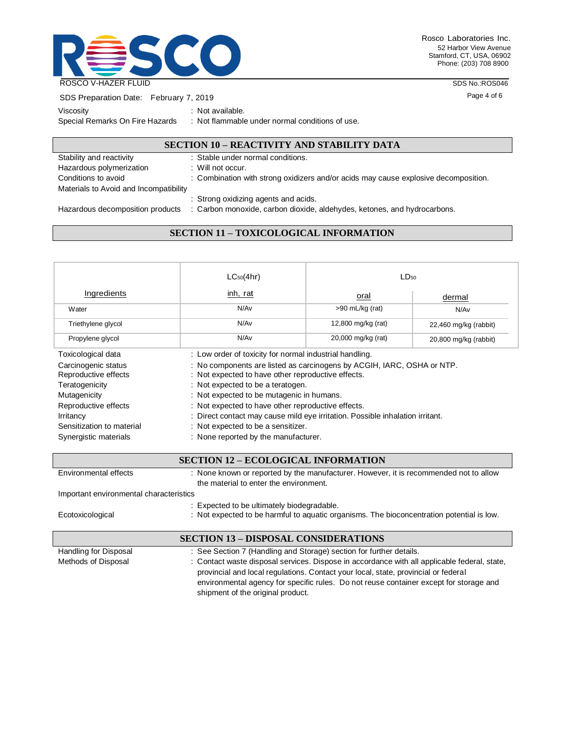Viscosity : Not available.

Special Remarks On Fire Hazards : Not flammable under normal conditions of use.

## SECTION 10 – REACTIVITY AND STABILITY DATA

Stability and reactivity : Stable under normal conditions.

Hazardous polymerization : Will not occur.

Conditions to avoid : Combination with strong oxidizers and/or acids may cause explosive decomposition.

Materials to Avoid and Incompatibility : Strong oxidizing agents and acids.

Hazardous decomposition products : Carbon monoxide, carbon dioxide, aldehydes, ketones, and hydrocarbons.

## SECTION 11 – TOXICOLOGICAL INFORMATION

| Ingredients | $LC_{50}$(4hr) inh, rat | $LD_{50}$ oral | $LD_{50}$ dermal |
|---|---|---|---|
| Water | N/Av | >90 mL/kg (rat) | N/Av |
| Triethylene glycol | N/Av | 12,800 mg/kg (rat) | 22,460 mg/kg (rabbit) |
| Propylene glycol | N/Av | 20,000 mg/kg (rat) | 20,800 mg/kg (rabbit) |

Toxicological data : Low order of toxicity for normal industrial handling.

Carcinogenic status : No components are listed as carcinogens by ACGIH, IARC, OSHA or NTP.

Reproductive effects : Not expected to have other reproductive effects.

Teratogenicity : Not expected to be a teratogen.

Mutagenicity : Not expected to be mutagenic in humans.

Reproductive effects : Not expected to have other reproductive effects.

Irritancy : Direct contact may cause mild eye irritation. Possible inhalation irritant.

Sensitization to material : Not expected to be a sensitizer.

Synergistic materials : None reported by the manufacturer.

## SECTION 12 – ECOLOGICAL INFORMATION

Environmental effects : None known or reported by the manufacturer. However, it is recommended not to allow the material to enter the environment.

Important environmental characteristics : Expected to be ultimately biodegradable.

Ecotoxicological : Not expected to be harmful to aquatic organisms. The bioconcentration potential is low.

## SECTION 13 – DISPOSAL CONSIDERATIONS

Handling for Disposal : See Section 7 (Handling and Storage) section for further details.

Methods of Disposal : Contact waste disposal services. Dispose in accordance with all applicable federal, state, provincial and local regulations. Contact your local, state, provincial or federal environmental agency for specific rules. Do not reuse container except for storage and shipment of the original product.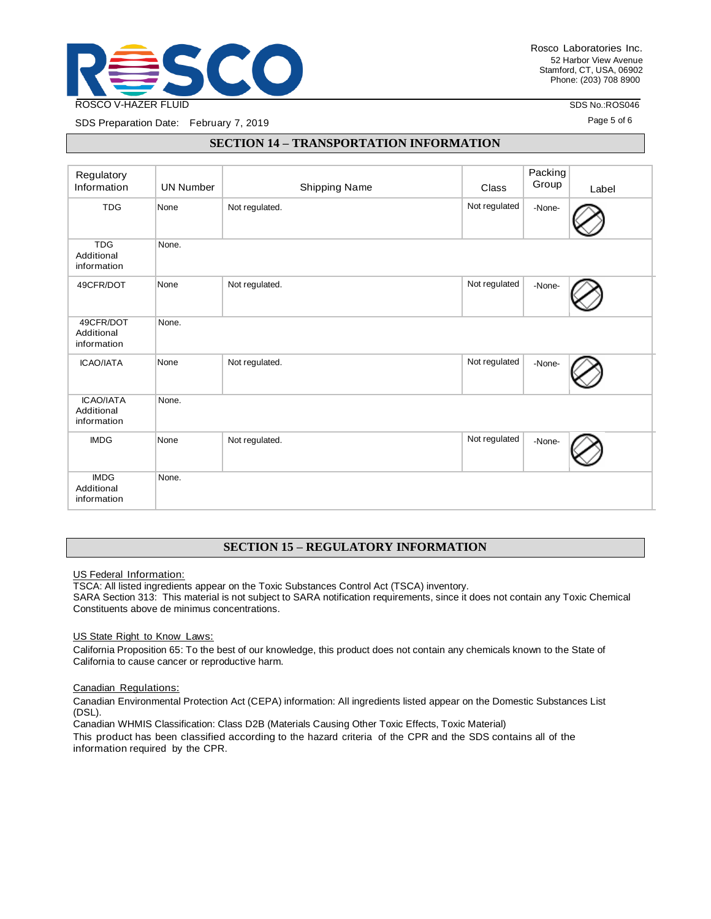## SECTION 14 – TRANSPORTATION INFORMATION

| Regulatory Information | UN Number | Shipping Name | Class | Packing Group | Label |
|---|---|---|---|---|---|
| TDG | None | Not regulated. | Not regulated | -None- | |
| TDG Additional information | None. | | | | |
| 49CFR/DOT | None | Not regulated. | Not regulated | -None- | |
| 49CFR/DOT Additional information | None. | | | | |
| ICAO/IATA | None | Not regulated. | Not regulated | -None- | |
| ICAO/IATA Additional information | None. | | | | |
| IMDG | None | Not regulated. | Not regulated | -None- | |
| IMDG Additional information | None. | | | | |

## SECTION 15 – REGULATORY INFORMATION

US Federal Information:

TSCA: All listed ingredients appear on the Toxic Substances Control Act (TSCA) inventory.
SARA Section 313: This material is not subject to SARA notification requirements, since it does not contain any Toxic Chemical Constituents above de minimus concentrations.

US State Right to Know Laws:

California Proposition 65: To the best of our knowledge, this product does not contain any chemicals known to the State of California to cause cancer or reproductive harm.

Canadian Regulations:

Canadian Environmental Protection Act (CEPA) information: All ingredients listed appear on the Domestic Substances List (DSL).
Canadian WHMIS Classification: Class D2B (Materials Causing Other Toxic Effects, Toxic Material)
This product has been classified according to the hazard criteria of the CPR and the SDS contains all of the information required by the CPR.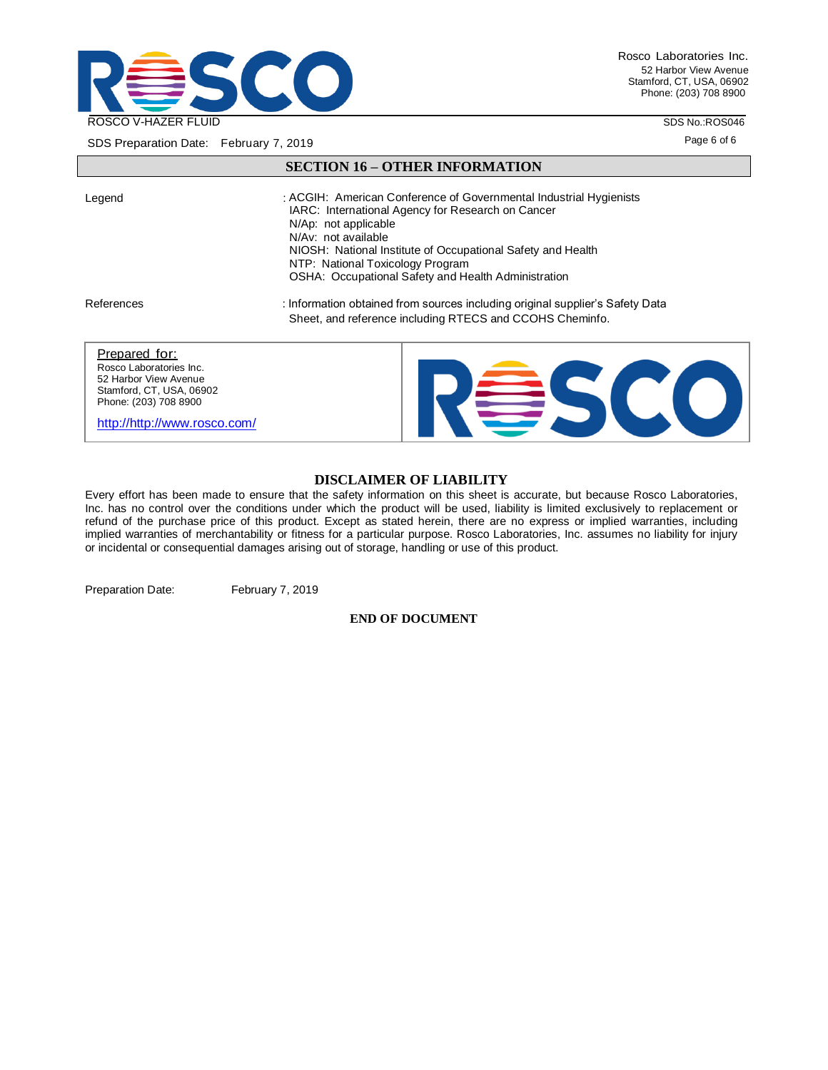## SECTION 16 – OTHER INFORMATION

| | |
|---|---|
| Legend | : ACGIH: American Conference of Governmental Industrial Hygienists<br>IARC: International Agency for Research on Cancer<br>N/Ap: not applicable<br>N/Av: not available<br>NIOSH: National Institute of Occupational Safety and Health<br>NTP: National Toxicology Program<br>OSHA: Occupational Safety and Health Administration |
| References | : Information obtained from sources including original supplier's Safety Data Sheet, and reference including RTECS and CCOHS Cheminfo. |

Prepared for:
Rosco Laboratories Inc.
52 Harbor View Avenue
Stamford, CT, USA, 06902
Phone: (203) 708 8900

http://http://www.rosco.com/

## DISCLAIMER OF LIABILITY

Every effort has been made to ensure that the safety information on this sheet is accurate, but because Rosco Laboratories, Inc. has no control over the conditions under which the product will be used, liability is limited exclusively to replacement or refund of the purchase price of this product. Except as stated herein, there are no express or implied warranties, including implied warranties of merchantability or fitness for a particular purpose. Rosco Laboratories, Inc. assumes no liability for injury or incidental or consequential damages arising out of storage, handling or use of this product.

Preparation Date: February 7, 2019

**END OF DOCUMENT**